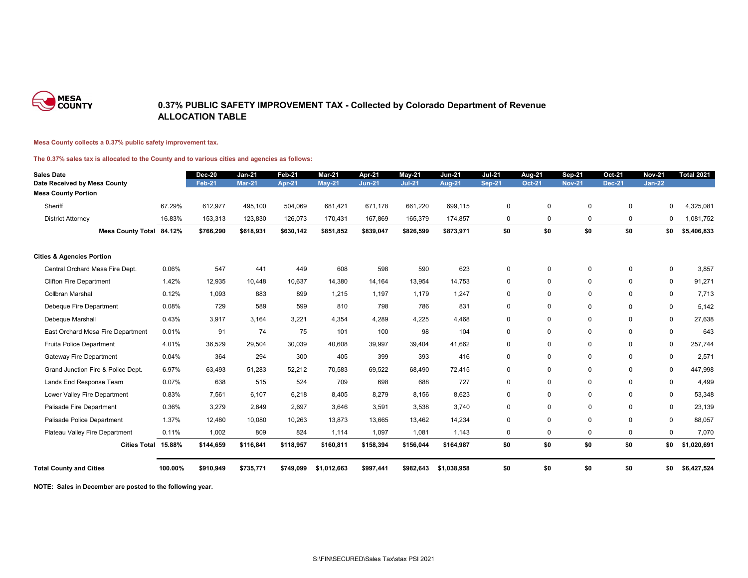MESA COUNTY

# 0.37% PUBLIC SAFETY IMPROVEMENT TAX - Collected by Colorado Department of Revenue
## ALLOCATION TABLE

**Mesa County collects a 0.37% public safety improvement tax.**

**The 0.37% sales tax is allocated to the County and to various cities and agencies as follows:**

| Sales Date | | Dec-20 | Jan-21 | Feb-21 | Mar-21 | Apr-21 | May-21 | Jun-21 | Jul-21 | Aug-21 | Sep-21 | Oct-21 | Nov-21 | Total 2021 |
|---|---|---|---|---|---|---|---|---|---|---|---|---|---|---|
| Date Received by Mesa County | | Feb-21 | Mar-21 | Apr-21 | May-21 | Jun-21 | Jul-21 | Aug-21 | Sep-21 | Oct-21 | Nov-21 | Dec-21 | Jan-22 | |
| **Mesa County Portion** | | | | | | | | | | | | | | |
| Sheriff | 67.29% | 612,977 | 495,100 | 504,069 | 681,421 | 671,178 | 661,220 | 699,115 | 0 | 0 | 0 | 0 | 0 | 4,325,081 |
| District Attorney | 16.83% | 153,313 | 123,830 | 126,073 | 170,431 | 167,869 | 165,379 | 174,857 | 0 | 0 | 0 | 0 | 0 | 1,081,752 |
| **Mesa County Total** | **84.12%** | **$766,290** | **$618,931** | **$630,142** | **$851,852** | **$839,047** | **$826,599** | **$873,971** | **$0** | **$0** | **$0** | **$0** | **$0** | **$5,406,833** |
| **Cities & Agencies Portion** | | | | | | | | | | | | | | |
| Central Orchard Mesa Fire Dept. | 0.06% | 547 | 441 | 449 | 608 | 598 | 590 | 623 | 0 | 0 | 0 | 0 | 0 | 3,857 |
| Clifton Fire Department | 1.42% | 12,935 | 10,448 | 10,637 | 14,380 | 14,164 | 13,954 | 14,753 | 0 | 0 | 0 | 0 | 0 | 91,271 |
| Collbran Marshal | 0.12% | 1,093 | 883 | 899 | 1,215 | 1,197 | 1,179 | 1,247 | 0 | 0 | 0 | 0 | 0 | 7,713 |
| Debeque Fire Department | 0.08% | 729 | 589 | 599 | 810 | 798 | 786 | 831 | 0 | 0 | 0 | 0 | 0 | 5,142 |
| Debeque Marshall | 0.43% | 3,917 | 3,164 | 3,221 | 4,354 | 4,289 | 4,225 | 4,468 | 0 | 0 | 0 | 0 | 0 | 27,638 |
| East Orchard Mesa Fire Department | 0.01% | 91 | 74 | 75 | 101 | 100 | 98 | 104 | 0 | 0 | 0 | 0 | 0 | 643 |
| Fruita Police Department | 4.01% | 36,529 | 29,504 | 30,039 | 40,608 | 39,997 | 39,404 | 41,662 | 0 | 0 | 0 | 0 | 0 | 257,744 |
| Gateway Fire Department | 0.04% | 364 | 294 | 300 | 405 | 399 | 393 | 416 | 0 | 0 | 0 | 0 | 0 | 2,571 |
| Grand Junction Fire & Police Dept. | 6.97% | 63,493 | 51,283 | 52,212 | 70,583 | 69,522 | 68,490 | 72,415 | 0 | 0 | 0 | 0 | 0 | 447,998 |
| Lands End Response Team | 0.07% | 638 | 515 | 524 | 709 | 698 | 688 | 727 | 0 | 0 | 0 | 0 | 0 | 4,499 |
| Lower Valley Fire Department | 0.83% | 7,561 | 6,107 | 6,218 | 8,405 | 8,279 | 8,156 | 8,623 | 0 | 0 | 0 | 0 | 0 | 53,348 |
| Palisade Fire Department | 0.36% | 3,279 | 2,649 | 2,697 | 3,646 | 3,591 | 3,538 | 3,740 | 0 | 0 | 0 | 0 | 0 | 23,139 |
| Palisade Police Department | 1.37% | 12,480 | 10,080 | 10,263 | 13,873 | 13,665 | 13,462 | 14,234 | 0 | 0 | 0 | 0 | 0 | 88,057 |
| Plateau Valley Fire Department | 0.11% | 1,002 | 809 | 824 | 1,114 | 1,097 | 1,081 | 1,143 | 0 | 0 | 0 | 0 | 0 | 7,070 |
| **Cities Total** | **15.88%** | **$144,659** | **$116,841** | **$118,957** | **$160,811** | **$158,394** | **$156,044** | **$164,987** | **$0** | **$0** | **$0** | **$0** | **$0** | **$1,020,691** |
| **Total County and Cities** | **100.00%** | **$910,949** | **$735,771** | **$749,099** | **$1,012,663** | **$997,441** | **$982,643** | **$1,038,958** | **$0** | **$0** | **$0** | **$0** | **$0** | **$6,427,524** |

**NOTE: Sales in December are posted to the following year.**

S:\FIN\SECURED\Sales Tax\stax PSI 2021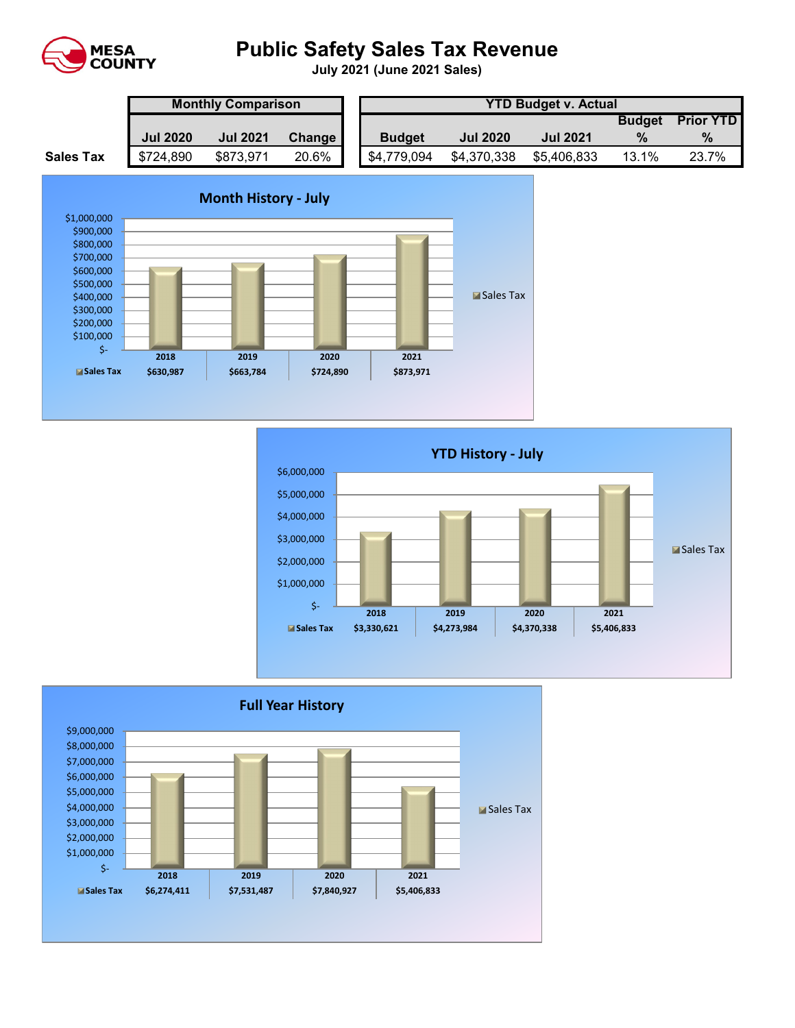# Public Safety Sales Tax Revenue

**July 2021 (June 2021 Sales)**

| | Monthly Comparison | | | YTD Budget v. Actual | | | | |
|---|---|---|---|---|---|---|---|---|
| | Jul 2020 | Jul 2021 | Change | Budget | Jul 2020 | Jul 2021 | Budget % | Prior YTD % |
| **Sales Tax** | $724,890 | $873,971 | 20.6% | $4,779,094 | $4,370,338 | $5,406,833 | 13.1% | 23.7% |

## Month History - July

| | 2018 | 2019 | 2020 | 2021 |
|---|---|---|---|---|
| Sales Tax | $630,987 | $663,784 | $724,890 | $873,971 |

## YTD History - July

| | 2018 | 2019 | 2020 | 2021 |
|---|---|---|---|---|
| Sales Tax | $3,330,621 | $4,273,984 | $4,370,338 | $5,406,833 |

## Full Year History

| | 2018 | 2019 | 2020 | 2021 |
|---|---|---|---|---|
| Sales Tax | $6,274,411 | $7,531,487 | $7,840,927 | $5,406,833 |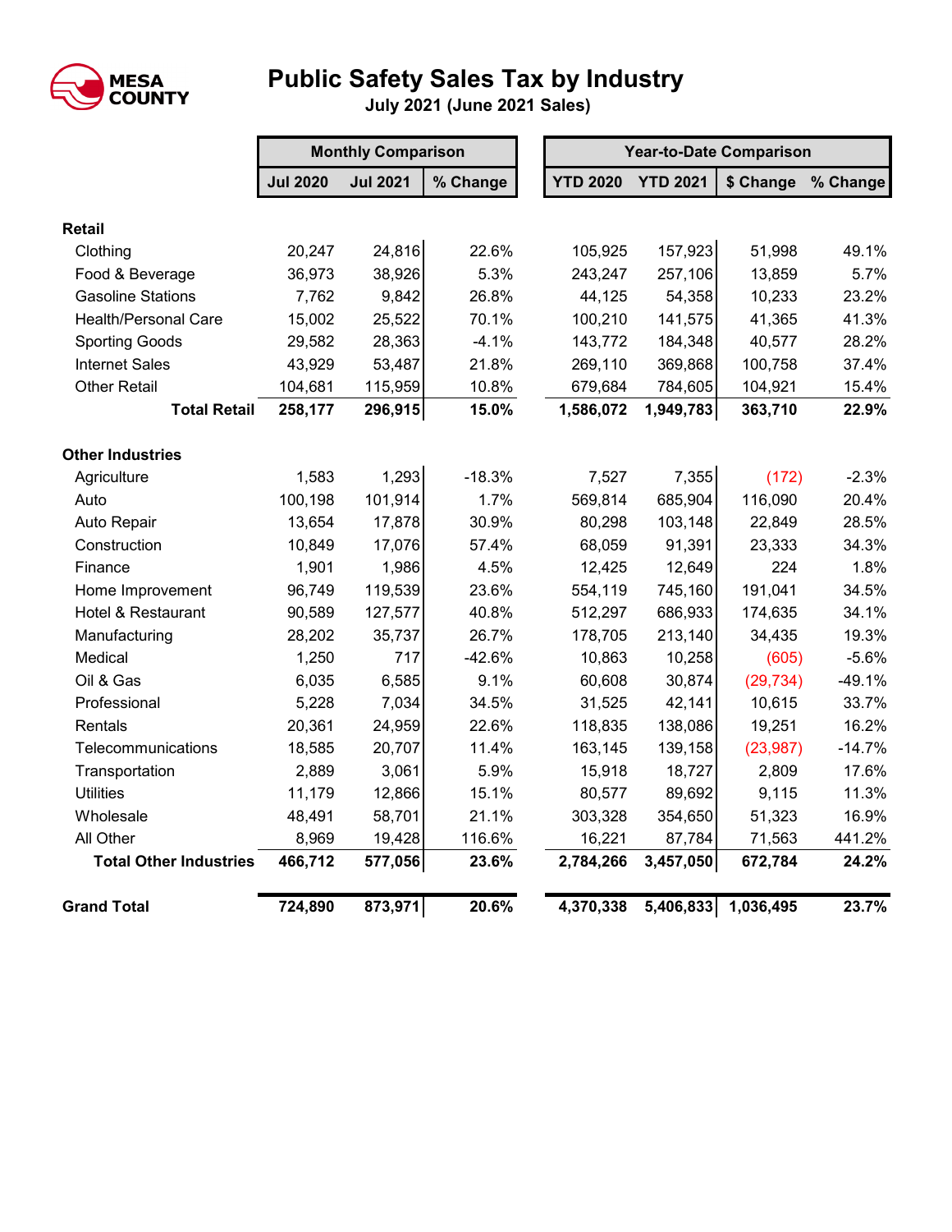MESA COUNTY

# Public Safety Sales Tax by Industry

**July 2021 (June 2021 Sales)**

| | Monthly Comparison | | | Year-to-Date Comparison | | | |
|---|---|---|---|---|---|---|---|
| | **Jul 2020** | **Jul 2021** | **% Change** | **YTD 2020** | **YTD 2021** | **$ Change** | **% Change** |
| **Retail** | | | | | | | |
| Clothing | 20,247 | 24,816 | 22.6% | 105,925 | 157,923 | 51,998 | 49.1% |
| Food & Beverage | 36,973 | 38,926 | 5.3% | 243,247 | 257,106 | 13,859 | 5.7% |
| Gasoline Stations | 7,762 | 9,842 | 26.8% | 44,125 | 54,358 | 10,233 | 23.2% |
| Health/Personal Care | 15,002 | 25,522 | 70.1% | 100,210 | 141,575 | 41,365 | 41.3% |
| Sporting Goods | 29,582 | 28,363 | -4.1% | 143,772 | 184,348 | 40,577 | 28.2% |
| Internet Sales | 43,929 | 53,487 | 21.8% | 269,110 | 369,868 | 100,758 | 37.4% |
| Other Retail | 104,681 | 115,959 | 10.8% | 679,684 | 784,605 | 104,921 | 15.4% |
| **Total Retail** | **258,177** | **296,915** | **15.0%** | **1,586,072** | **1,949,783** | **363,710** | **22.9%** |
| **Other Industries** | | | | | | | |
| Agriculture | 1,583 | 1,293 | -18.3% | 7,527 | 7,355 | (172) | -2.3% |
| Auto | 100,198 | 101,914 | 1.7% | 569,814 | 685,904 | 116,090 | 20.4% |
| Auto Repair | 13,654 | 17,878 | 30.9% | 80,298 | 103,148 | 22,849 | 28.5% |
| Construction | 10,849 | 17,076 | 57.4% | 68,059 | 91,391 | 23,333 | 34.3% |
| Finance | 1,901 | 1,986 | 4.5% | 12,425 | 12,649 | 224 | 1.8% |
| Home Improvement | 96,749 | 119,539 | 23.6% | 554,119 | 745,160 | 191,041 | 34.5% |
| Hotel & Restaurant | 90,589 | 127,577 | 40.8% | 512,297 | 686,933 | 174,635 | 34.1% |
| Manufacturing | 28,202 | 35,737 | 26.7% | 178,705 | 213,140 | 34,435 | 19.3% |
| Medical | 1,250 | 717 | -42.6% | 10,863 | 10,258 | (605) | -5.6% |
| Oil & Gas | 6,035 | 6,585 | 9.1% | 60,608 | 30,874 | (29,734) | -49.1% |
| Professional | 5,228 | 7,034 | 34.5% | 31,525 | 42,141 | 10,615 | 33.7% |
| Rentals | 20,361 | 24,959 | 22.6% | 118,835 | 138,086 | 19,251 | 16.2% |
| Telecommunications | 18,585 | 20,707 | 11.4% | 163,145 | 139,158 | (23,987) | -14.7% |
| Transportation | 2,889 | 3,061 | 5.9% | 15,918 | 18,727 | 2,809 | 17.6% |
| Utilities | 11,179 | 12,866 | 15.1% | 80,577 | 89,692 | 9,115 | 11.3% |
| Wholesale | 48,491 | 58,701 | 21.1% | 303,328 | 354,650 | 51,323 | 16.9% |
| All Other | 8,969 | 19,428 | 116.6% | 16,221 | 87,784 | 71,563 | 441.2% |
| **Total Other Industries** | **466,712** | **577,056** | **23.6%** | **2,784,266** | **3,457,050** | **672,784** | **24.2%** |
| **Grand Total** | **724,890** | **873,971** | **20.6%** | **4,370,338** | **5,406,833** | **1,036,495** | **23.7%** |